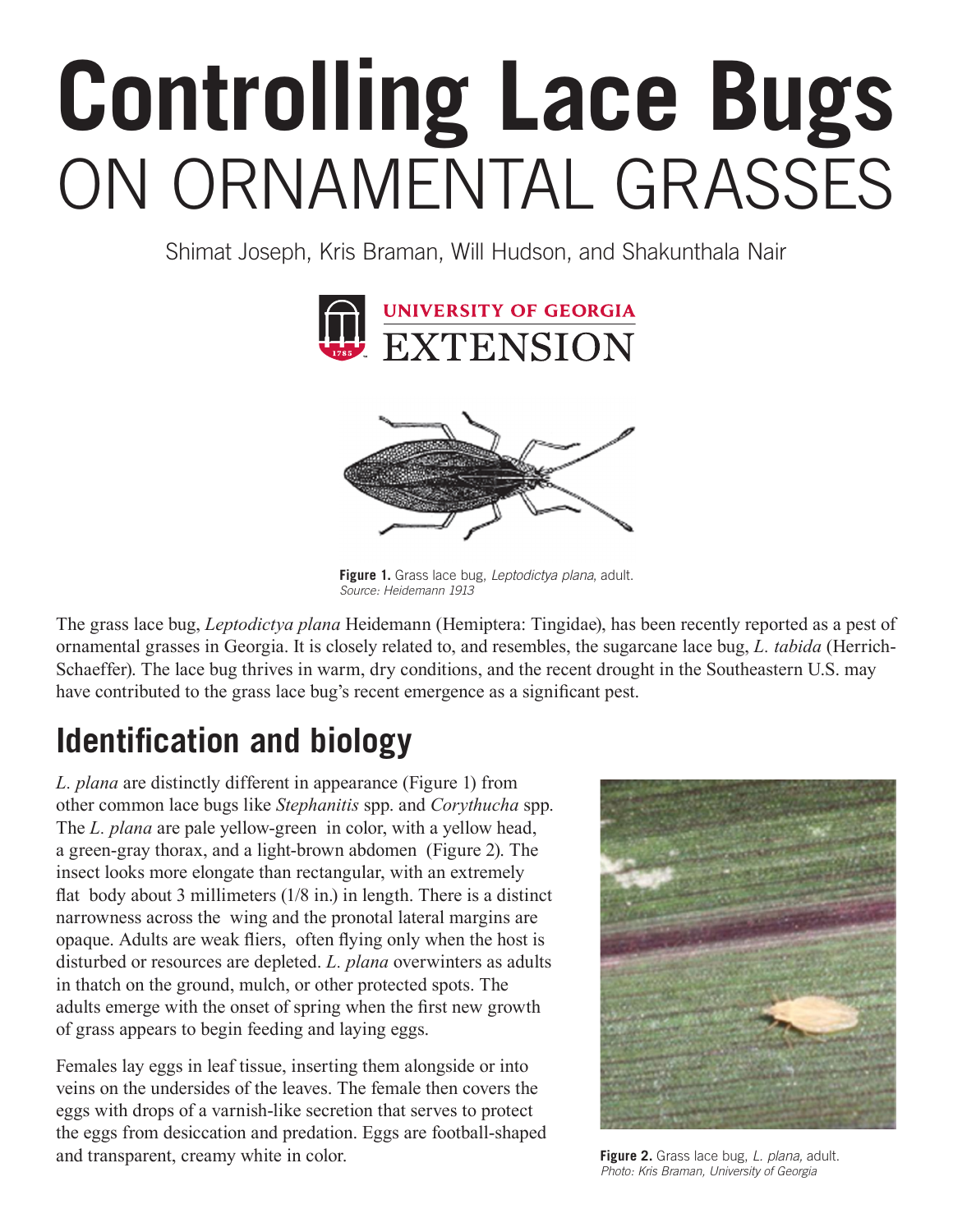# Controlling Lace Bugs ON ORNAMENTAL GRASSES

Shimat Joseph, Kris Braman, Will Hudson, and Shakunthala Nair

**Figure 1.** Grass lace bug, *Leptodictya plana*, adult.
*Source: Heidemann 1913*

The grass lace bug, *Leptodictya plana* Heidemann (Hemiptera: Tingidae), has been recently reported as a pest of ornamental grasses in Georgia. It is closely related to, and resembles, the sugarcane lace bug, *L. tabida* (Herrich-Schaeffer). The lace bug thrives in warm, dry conditions, and the recent drought in the Southeastern U.S. may have contributed to the grass lace bug's recent emergence as a significant pest.

## Identification and biology

*L. plana* are distinctly different in appearance (Figure 1) from other common lace bugs like *Stephanitis* spp. and *Corythucha* spp. The *L. plana* are pale yellow-green in color, with a yellow head, a green-gray thorax, and a light-brown abdomen (Figure 2). The insect looks more elongate than rectangular, with an extremely flat body about 3 millimeters (1/8 in.) in length. There is a distinct narrowness across the wing and the pronotal lateral margins are opaque. Adults are weak fliers, often flying only when the host is disturbed or resources are depleted. *L. plana* overwinters as adults in thatch on the ground, mulch, or other protected spots. The adults emerge with the onset of spring when the first new growth of grass appears to begin feeding and laying eggs.

Females lay eggs in leaf tissue, inserting them alongside or into veins on the undersides of the leaves. The female then covers the eggs with drops of a varnish-like secretion that serves to protect the eggs from desiccation and predation. Eggs are football-shaped and transparent, creamy white in color.

**Figure 2.** Grass lace bug, *L. plana*, adult.
*Photo: Kris Braman, University of Georgia*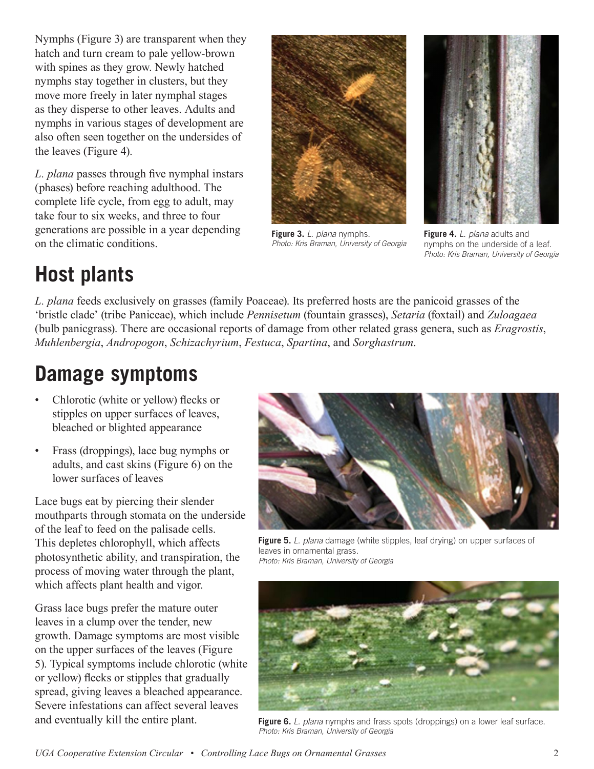Nymphs (Figure 3) are transparent when they hatch and turn cream to pale yellow-brown with spines as they grow. Newly hatched nymphs stay together in clusters, but they move more freely in later nymphal stages as they disperse to other leaves. Adults and nymphs in various stages of development are also often seen together on the undersides of the leaves (Figure 4).

*L. plana* passes through five nymphal instars (phases) before reaching adulthood. The complete life cycle, from egg to adult, may take four to six weeks, and three to four generations are possible in a year depending on the climatic conditions.

**Figure 3.** *L. plana* nymphs.
*Photo: Kris Braman, University of Georgia*

**Figure 4.** *L. plana* adults and nymphs on the underside of a leaf.
*Photo: Kris Braman, University of Georgia*

## Host plants

*L. plana* feeds exclusively on grasses (family Poaceae). Its preferred hosts are the panicoid grasses of the 'bristle clade' (tribe Paniceae), which include *Pennisetum* (fountain grasses), *Setaria* (foxtail) and *Zuloagaea* (bulb panicgrass). There are occasional reports of damage from other related grass genera, such as *Eragrostis*, *Muhlenbergia*, *Andropogon*, *Schizachyrium*, *Festuca*, *Spartina*, and *Sorghastrum*.

## Damage symptoms

- Chlorotic (white or yellow) flecks or stipples on upper surfaces of leaves, bleached or blighted appearance
- Frass (droppings), lace bug nymphs or adults, and cast skins (Figure 6) on the lower surfaces of leaves

Lace bugs eat by piercing their slender mouthparts through stomata on the underside of the leaf to feed on the palisade cells. This depletes chlorophyll, which affects photosynthetic ability, and transpiration, the process of moving water through the plant, which affects plant health and vigor.

Grass lace bugs prefer the mature outer leaves in a clump over the tender, new growth. Damage symptoms are most visible on the upper surfaces of the leaves (Figure 5). Typical symptoms include chlorotic (white or yellow) flecks or stipples that gradually spread, giving leaves a bleached appearance. Severe infestations can affect several leaves and eventually kill the entire plant.

**Figure 5.** *L. plana* damage (white stipples, leaf drying) on upper surfaces of leaves in ornamental grass.
*Photo: Kris Braman, University of Georgia*

**Figure 6.** *L. plana* nymphs and frass spots (droppings) on a lower leaf surface.
*Photo: Kris Braman, University of Georgia*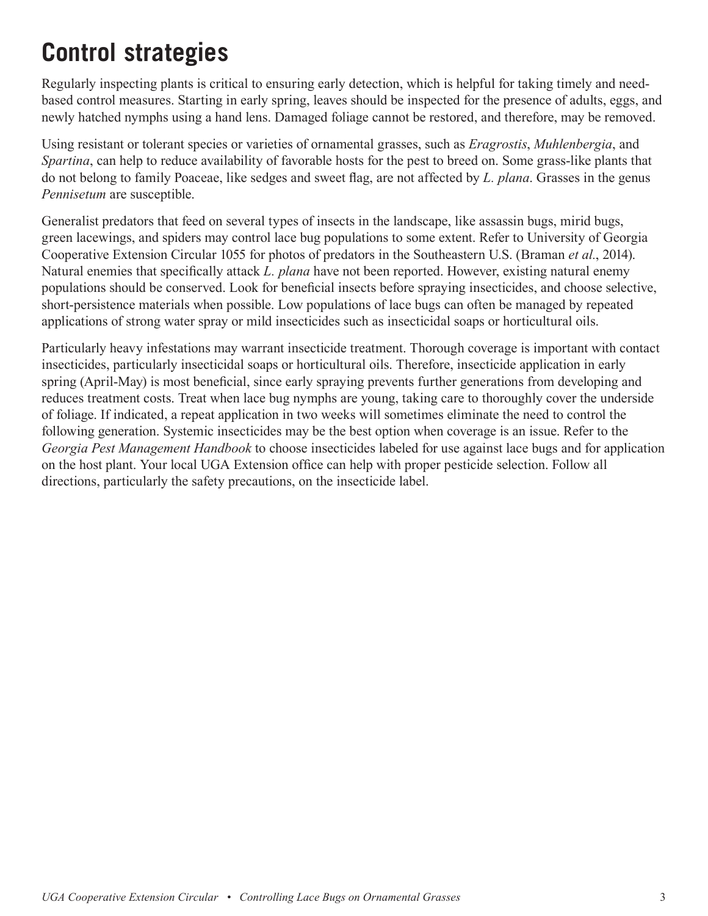# Control strategies

Regularly inspecting plants is critical to ensuring early detection, which is helpful for taking timely and need-based control measures. Starting in early spring, leaves should be inspected for the presence of adults, eggs, and newly hatched nymphs using a hand lens. Damaged foliage cannot be restored, and therefore, may be removed.

Using resistant or tolerant species or varieties of ornamental grasses, such as *Eragrostis*, *Muhlenbergia*, and *Spartina*, can help to reduce availability of favorable hosts for the pest to breed on. Some grass-like plants that do not belong to family Poaceae, like sedges and sweet flag, are not affected by *L. plana*. Grasses in the genus *Pennisetum* are susceptible.

Generalist predators that feed on several types of insects in the landscape, like assassin bugs, mirid bugs, green lacewings, and spiders may control lace bug populations to some extent. Refer to University of Georgia Cooperative Extension Circular 1055 for photos of predators in the Southeastern U.S. (Braman *et al*., 2014). Natural enemies that specifically attack *L. plana* have not been reported. However, existing natural enemy populations should be conserved. Look for beneficial insects before spraying insecticides, and choose selective, short-persistence materials when possible. Low populations of lace bugs can often be managed by repeated applications of strong water spray or mild insecticides such as insecticidal soaps or horticultural oils.

Particularly heavy infestations may warrant insecticide treatment. Thorough coverage is important with contact insecticides, particularly insecticidal soaps or horticultural oils. Therefore, insecticide application in early spring (April-May) is most beneficial, since early spraying prevents further generations from developing and reduces treatment costs. Treat when lace bug nymphs are young, taking care to thoroughly cover the underside of foliage. If indicated, a repeat application in two weeks will sometimes eliminate the need to control the following generation. Systemic insecticides may be the best option when coverage is an issue. Refer to the *Georgia Pest Management Handbook* to choose insecticides labeled for use against lace bugs and for application on the host plant. Your local UGA Extension office can help with proper pesticide selection. Follow all directions, particularly the safety precautions, on the insecticide label.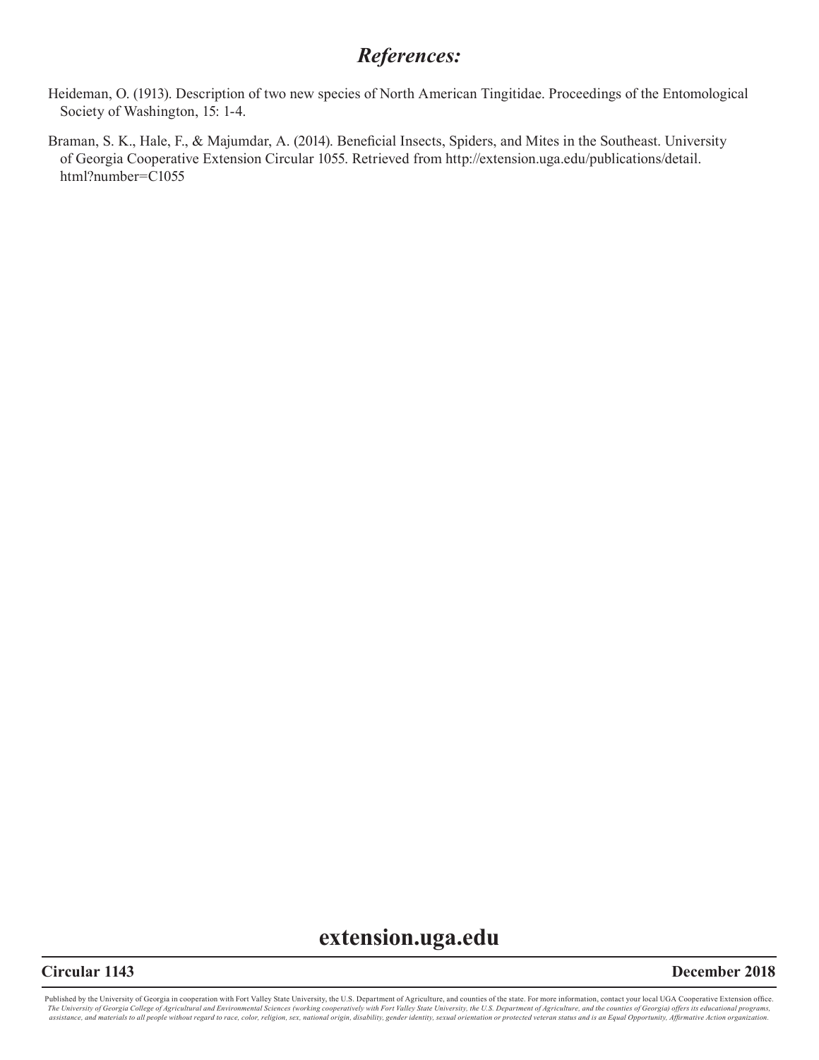## *References:*

Heideman, O. (1913). Description of two new species of North American Tingitidae. Proceedings of the Entomological Society of Washington, 15: 1-4.

Braman, S. K., Hale, F., & Majumdar, A. (2014). Beneficial Insects, Spiders, and Mites in the Southeast. University of Georgia Cooperative Extension Circular 1055. Retrieved from http://extension.uga.edu/publications/detail.html?number=C1055

**extension.uga.edu**

**Circular 1143** **December 2018**

Published by the University of Georgia in cooperation with Fort Valley State University, the U.S. Department of Agriculture, and counties of the state. For more information, contact your local UGA Cooperative Extension office.
*The University of Georgia College of Agricultural and Environmental Sciences (working cooperatively with Fort Valley State University, the U.S. Department of Agriculture, and the counties of Georgia) offers its educational programs, assistance, and materials to all people without regard to race, color, religion, sex, national origin, disability, gender identity, sexual orientation or protected veteran status and is an Equal Opportunity, Affirmative Action organization.*